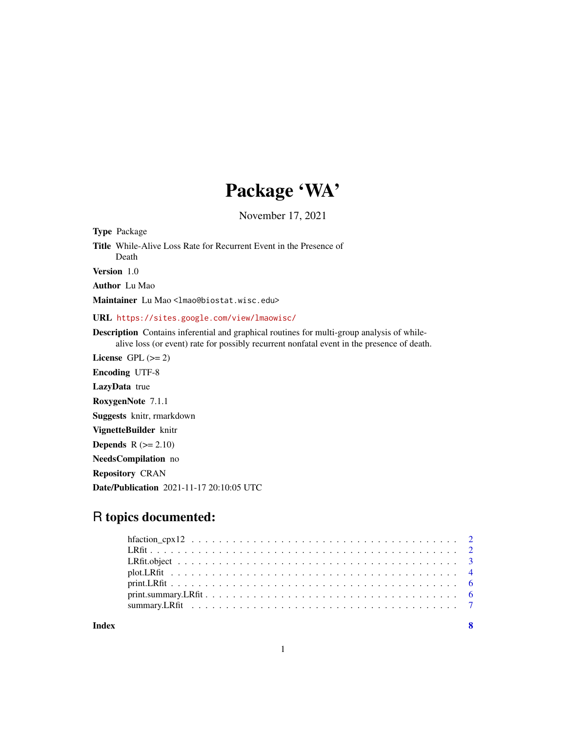# Package 'WA'

November 17, 2021

**Type** Package

**Title** While-Alive Loss Rate for Recurrent Event in the Presence of Death

**Version** 1.0

**Author** Lu Mao

**Maintainer** Lu Mao <lmao@biostat.wisc.edu>

**URL** https://sites.google.com/view/lmaowisc/

**Description** Contains inferential and graphical routines for multi-group analysis of while-alive loss (or event) rate for possibly recurrent nonfatal event in the presence of death.

**License** GPL (>= 2)

**Encoding** UTF-8

**LazyData** true

**RoxygenNote** 7.1.1

**Suggests** knitr, rmarkdown

**VignetteBuilder** knitr

**Depends** R (>= 2.10)

**NeedsCompilation** no

**Repository** CRAN

**Date/Publication** 2021-11-17 20:10:05 UTC

## R topics documented:

| | |
|---|---|
| hfaction_cpx12 | 2 |
| LRfit | 2 |
| LRfit.object | 3 |
| plot.LRfit | 4 |
| print.LRfit | 6 |
| print.summary.LRfit | 6 |
| summary.LRfit | 7 |
| **Index** | **8** |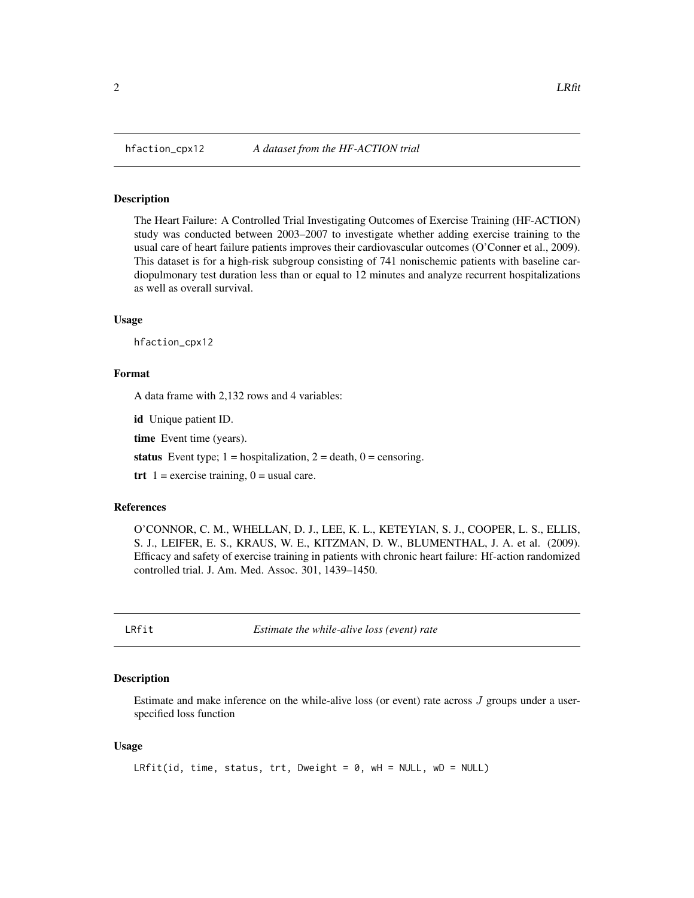## hfaction_cpx12 — *A dataset from the HF-ACTION trial*

### Description

The Heart Failure: A Controlled Trial Investigating Outcomes of Exercise Training (HF-ACTION) study was conducted between 2003–2007 to investigate whether adding exercise training to the usual care of heart failure patients improves their cardiovascular outcomes (O'Conner et al., 2009). This dataset is for a high-risk subgroup consisting of 741 nonischemic patients with baseline cardiopulmonary test duration less than or equal to 12 minutes and analyze recurrent hospitalizations as well as overall survival.

### Usage

```
hfaction_cpx12
```

### Format

A data frame with 2,132 rows and 4 variables:

**id** Unique patient ID.

**time** Event time (years).

**status** Event type; 1 = hospitalization, 2 = death, 0 = censoring.

**trt** 1 = exercise training, 0 = usual care.

### References

O'CONNOR, C. M., WHELLAN, D. J., LEE, K. L., KETEYIAN, S. J., COOPER, L. S., ELLIS, S. J., LEIFER, E. S., KRAUS, W. E., KITZMAN, D. W., BLUMENTHAL, J. A. et al. (2009). Efficacy and safety of exercise training in patients with chronic heart failure: Hf-action randomized controlled trial. J. Am. Med. Assoc. 301, 1439–1450.

## LRfit — *Estimate the while-alive loss (event) rate*

### Description

Estimate and make inference on the while-alive loss (or event) rate across $J$ groups under a user-specified loss function

### Usage

```
LRfit(id, time, status, trt, Dweight = 0, wH = NULL, wD = NULL)
```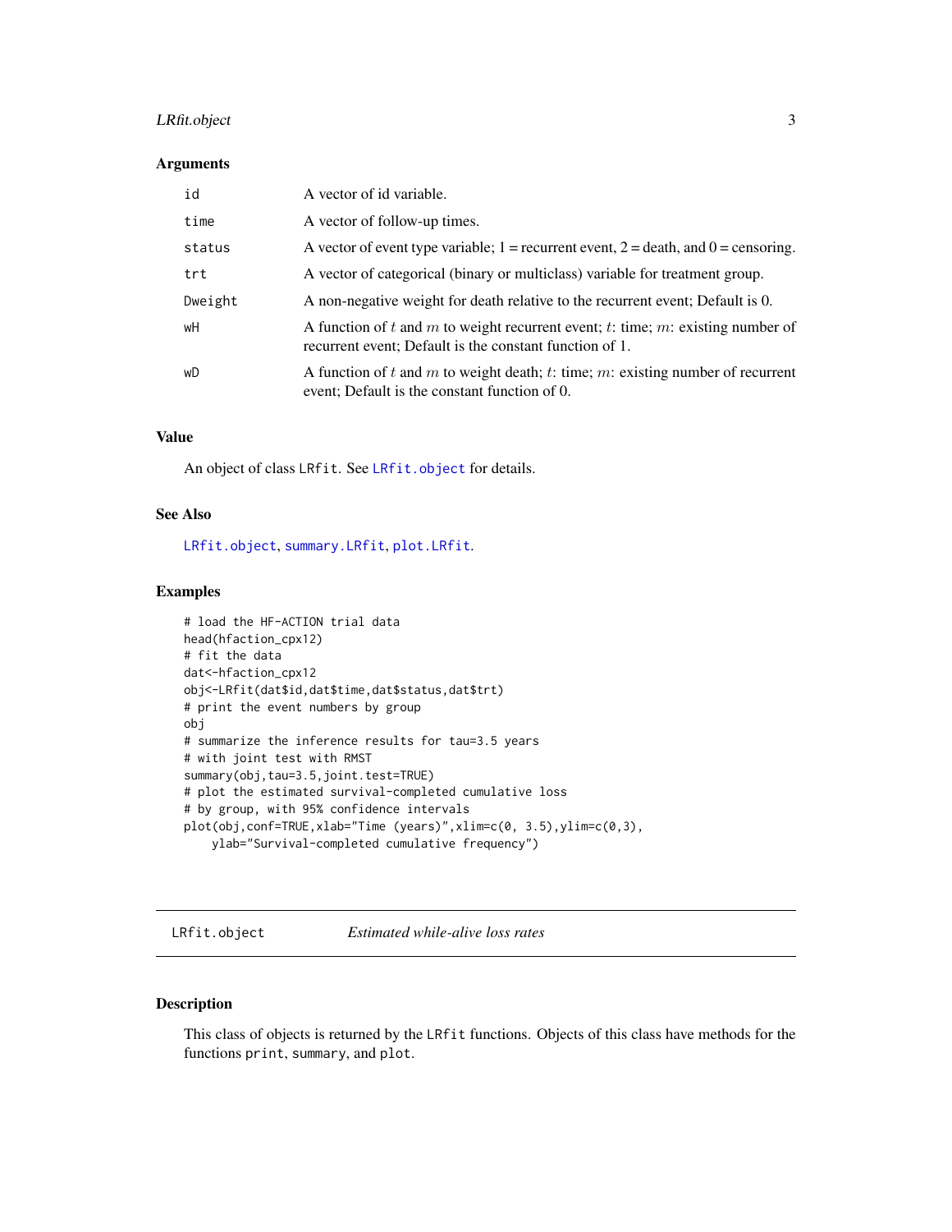### Arguments

| | |
|---|---|
| `id` | A vector of id variable. |
| `time` | A vector of follow-up times. |
| `status` | A vector of event type variable; 1 = recurrent event, 2 = death, and 0 = censoring. |
| `trt` | A vector of categorical (binary or multiclass) variable for treatment group. |
| `Dweight` | A non-negative weight for death relative to the recurrent event; Default is 0. |
| `wH` | A function of $t$ and $m$ to weight recurrent event; $t$: time; $m$: existing number of recurrent event; Default is the constant function of 1. |
| `wD` | A function of $t$ and $m$ to weight death; $t$: time; $m$: existing number of recurrent event; Default is the constant function of 0. |

### Value

An object of class `LRfit`. See `LRfit.object` for details.

### See Also

`LRfit.object`, `summary.LRfit`, `plot.LRfit`.

### Examples

```
# load the HF-ACTION trial data
head(hfaction_cpx12)
# fit the data
dat<-hfaction_cpx12
obj<-LRfit(dat$id,dat$time,dat$status,dat$trt)
# print the event numbers by group
obj
# summarize the inference results for tau=3.5 years
# with joint test with RMST
summary(obj,tau=3.5,joint.test=TRUE)
# plot the estimated survival-completed cumulative loss
# by group, with 95% confidence intervals
plot(obj,conf=TRUE,xlab="Time (years)",xlim=c(0, 3.5),ylim=c(0,3),
    ylab="Survival-completed cumulative frequency")
```

---

## `LRfit.object` *Estimated while-alive loss rates*

### Description

This class of objects is returned by the `LRfit` functions. Objects of this class have methods for the functions `print`, `summary`, and `plot`.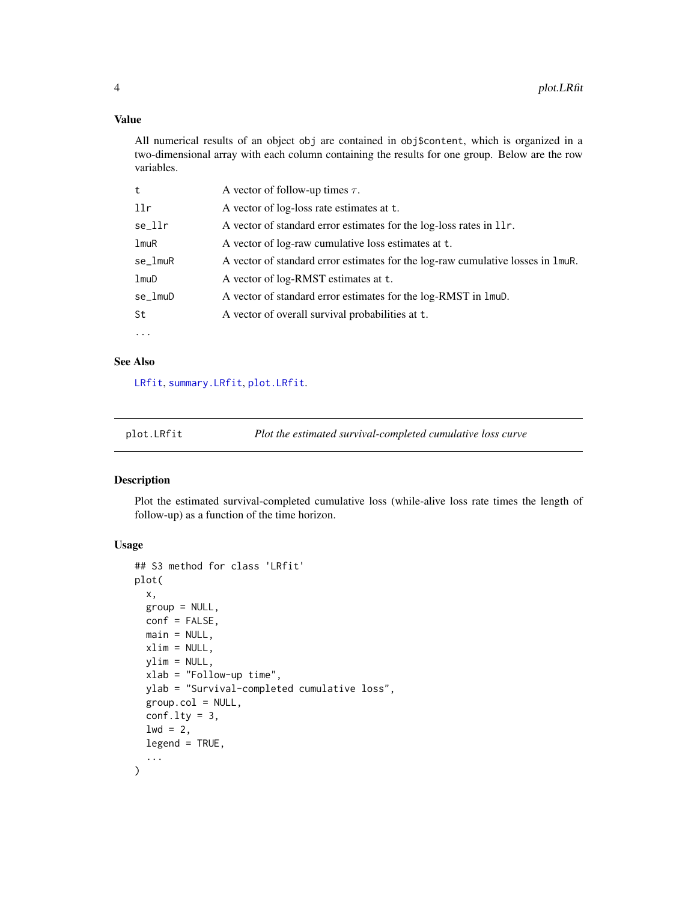## Value

All numerical results of an object `obj` are contained in `obj$content`, which is organized in a two-dimensional array with each column containing the results for one group. Below are the row variables.

| | |
|---|---|
| `t` | A vector of follow-up times $\tau$. |
| `llr` | A vector of log-loss rate estimates at `t`. |
| `se_llr` | A vector of standard error estimates for the log-loss rates in `llr`. |
| `lmuR` | A vector of log-raw cumulative loss estimates at `t`. |
| `se_lmuR` | A vector of standard error estimates for the log-raw cumulative losses in `lmuR`. |
| `lmuD` | A vector of log-RMST estimates at `t`. |
| `se_lmuD` | A vector of standard error estimates for the log-RMST in `lmuD`. |
| `St` | A vector of overall survival probabilities at `t`. |
| `...` | |

## See Also

`LRfit`, `summary.LRfit`, `plot.LRfit`.

---

`plot.LRfit` *Plot the estimated survival-completed cumulative loss curve*

---

## Description

Plot the estimated survival-completed cumulative loss (while-alive loss rate times the length of follow-up) as a function of the time horizon.

## Usage

```
## S3 method for class 'LRfit'
plot(
  x,
  group = NULL,
  conf = FALSE,
  main = NULL,
  xlim = NULL,
  ylim = NULL,
  xlab = "Follow-up time",
  ylab = "Survival-completed cumulative loss",
  group.col = NULL,
  conf.lty = 3,
  lwd = 2,
  legend = TRUE,
  ...
)
```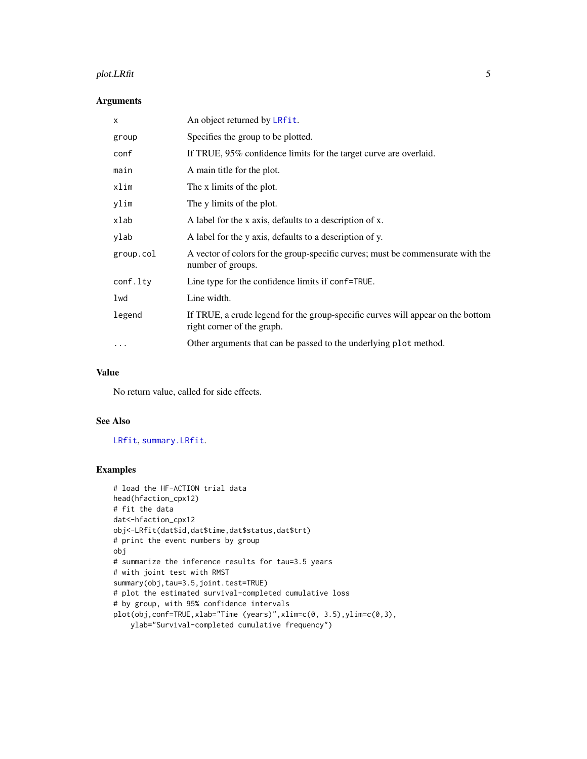### Arguments

| | |
|---|---|
| `x` | An object returned by `LRfit`. |
| `group` | Specifies the group to be plotted. |
| `conf` | If TRUE, 95% confidence limits for the target curve are overlaid. |
| `main` | A main title for the plot. |
| `xlim` | The x limits of the plot. |
| `ylim` | The y limits of the plot. |
| `xlab` | A label for the x axis, defaults to a description of x. |
| `ylab` | A label for the y axis, defaults to a description of y. |
| `group.col` | A vector of colors for the group-specific curves; must be commensurate with the number of groups. |
| `conf.lty` | Line type for the confidence limits if `conf=TRUE`. |
| `lwd` | Line width. |
| `legend` | If TRUE, a crude legend for the group-specific curves will appear on the bottom right corner of the graph. |
| `...` | Other arguments that can be passed to the underlying `plot` method. |

### Value

No return value, called for side effects.

### See Also

`LRfit`, `summary.LRfit`.

### Examples

```
# load the HF-ACTION trial data
head(hfaction_cpx12)
# fit the data
dat<-hfaction_cpx12
obj<-LRfit(dat$id,dat$time,dat$status,dat$trt)
# print the event numbers by group
obj
# summarize the inference results for tau=3.5 years
# with joint test with RMST
summary(obj,tau=3.5,joint.test=TRUE)
# plot the estimated survival-completed cumulative loss
# by group, with 95% confidence intervals
plot(obj,conf=TRUE,xlab="Time (years)",xlim=c(0, 3.5),ylim=c(0,3),
    ylab="Survival-completed cumulative frequency")
```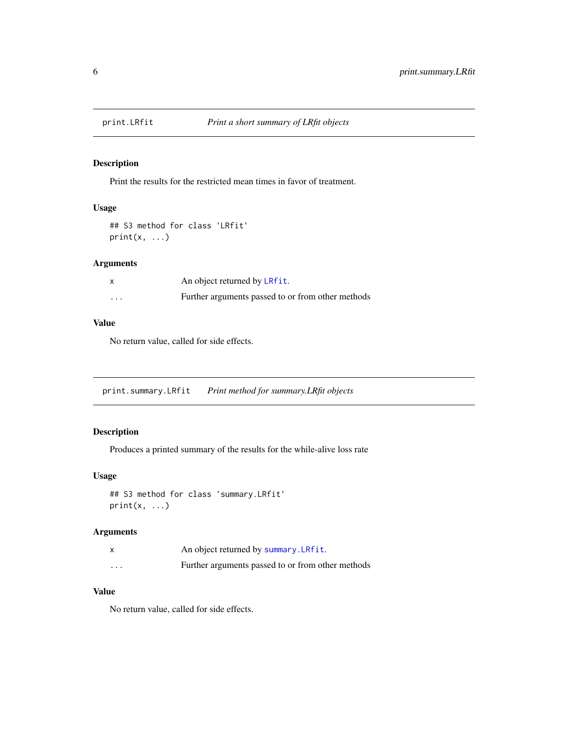## print.LRfit — *Print a short summary of LRfit objects*

### Description

Print the results for the restricted mean times in favor of treatment.

### Usage

```
## S3 method for class 'LRfit'
print(x, ...)
```

### Arguments

| | |
|---|---|
| `x` | An object returned by `LRfit`. |
| `...` | Further arguments passed to or from other methods |

### Value

No return value, called for side effects.

## print.summary.LRfit — *Print method for summary.LRfit objects*

### Description

Produces a printed summary of the results for the while-alive loss rate

### Usage

```
## S3 method for class 'summary.LRfit'
print(x, ...)
```

### Arguments

| | |
|---|---|
| `x` | An object returned by `summary.LRfit`. |
| `...` | Further arguments passed to or from other methods |

### Value

No return value, called for side effects.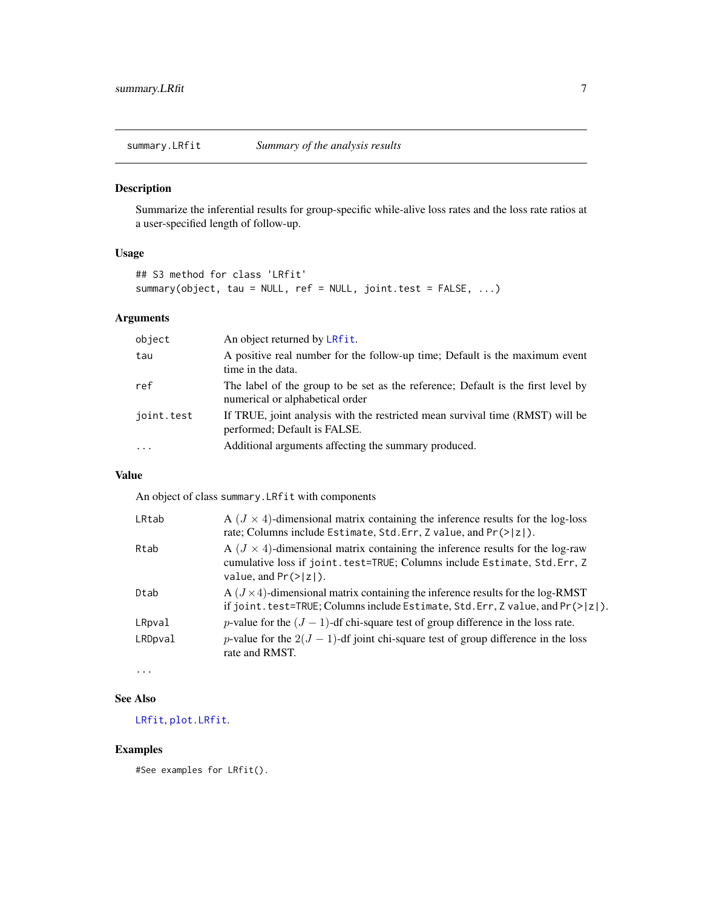## summary.LRfit — *Summary of the analysis results*

### Description

Summarize the inferential results for group-specific while-alive loss rates and the loss rate ratios at a user-specified length of follow-up.

### Usage

```
## S3 method for class 'LRfit'
summary(object, tau = NULL, ref = NULL, joint.test = FALSE, ...)
```

### Arguments

| | |
|---|---|
| `object` | An object returned by `LRfit`. |
| `tau` | A positive real number for the follow-up time; Default is the maximum event time in the data. |
| `ref` | The label of the group to be set as the reference; Default is the first level by numerical or alphabetical order |
| `joint.test` | If TRUE, joint analysis with the restricted mean survival time (RMST) will be performed; Default is FALSE. |
| `...` | Additional arguments affecting the summary produced. |

### Value

An object of class `summary.LRfit` with components

| | |
|---|---|
| `LRtab` | A $(J \times 4)$-dimensional matrix containing the inference results for the log-loss rate; Columns include `Estimate`, `Std.Err`, `Z value`, and `Pr(>\|z\|)`. |
| `Rtab` | A $(J \times 4)$-dimensional matrix containing the inference results for the log-raw cumulative loss if `joint.test=TRUE`; Columns include `Estimate`, `Std.Err`, `Z value`, and `Pr(>\|z\|)`. |
| `Dtab` | A $(J \times 4)$-dimensional matrix containing the inference results for the log-RMST if `joint.test=TRUE`; Columns include `Estimate`, `Std.Err`, `Z value`, and `Pr(>\|z\|)`. |
| `LRpval` | $p$-value for the $(J-1)$-df chi-square test of group difference in the loss rate. |
| `LRDpval` | $p$-value for the $2(J-1)$-df joint chi-square test of group difference in the loss rate and RMST. |

...

### See Also

`LRfit`, `plot.LRfit`.

### Examples

```
#See examples for LRfit().
```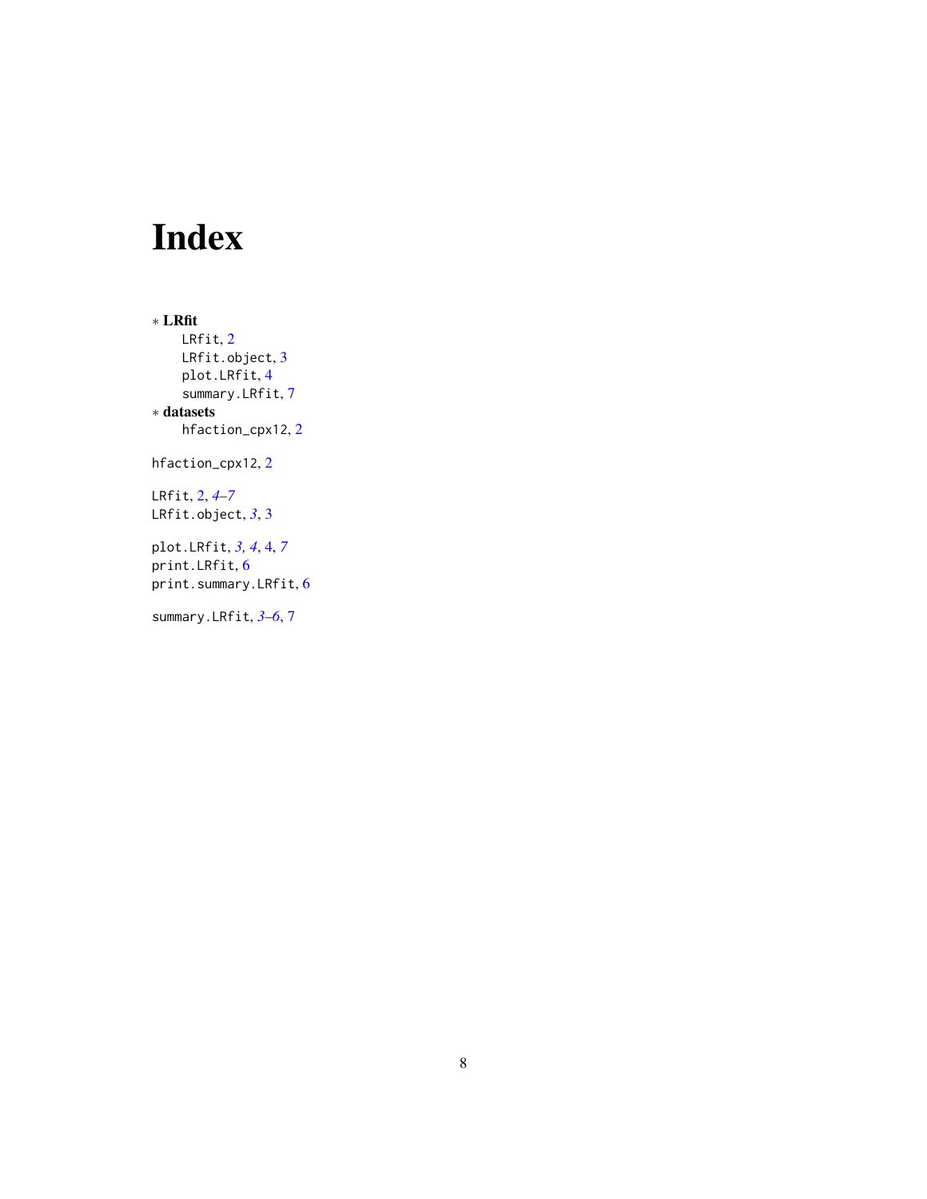# Index

∗ **LRfit**
    LRfit, 2
    LRfit.object, 3
    plot.LRfit, 4
    summary.LRfit, 7
∗ **datasets**
    hfaction_cpx12, 2

hfaction_cpx12, 2

LRfit, 2, *4–7*
LRfit.object, *3*, 3

plot.LRfit, *3, 4*, 4, *7*
print.LRfit, 6
print.summary.LRfit, 6

summary.LRfit, *3–6*, 7